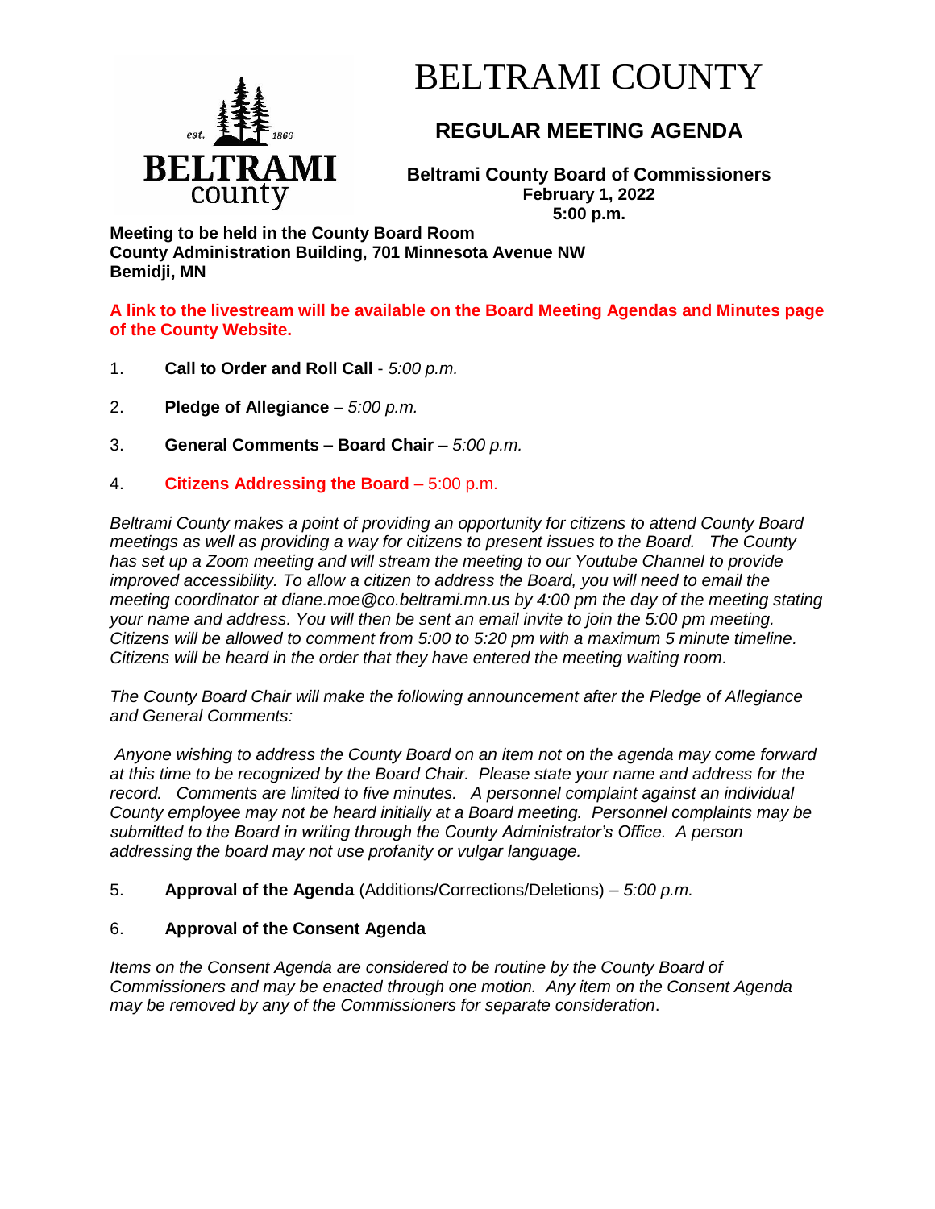# BELTRAMI COUNTY

## REGULAR MEETING AGENDA

**Beltrami County Board of Commissioners**
**February 1, 2022**
**5:00 p.m.**

**Meeting to be held in the County Board Room**
**County Administration Building, 701 Minnesota Avenue NW**
**Bemidji, MN**

**A link to the livestream will be available on the Board Meeting Agendas and Minutes page of the County Website.**

1. **Call to Order and Roll Call** - *5:00 p.m.*

2. **Pledge of Allegiance** – *5:00 p.m.*

3. **General Comments – Board Chair** – *5:00 p.m.*

4. **Citizens Addressing the Board** – 5:00 p.m.

*Beltrami County makes a point of providing an opportunity for citizens to attend County Board meetings as well as providing a way for citizens to present issues to the Board. The County has set up a Zoom meeting and will stream the meeting to our Youtube Channel to provide improved accessibility. To allow a citizen to address the Board, you will need to email the meeting coordinator at diane.moe@co.beltrami.mn.us by 4:00 pm the day of the meeting stating your name and address. You will then be sent an email invite to join the 5:00 pm meeting. Citizens will be allowed to comment from 5:00 to 5:20 pm with a maximum 5 minute timeline. Citizens will be heard in the order that they have entered the meeting waiting room.*

*The County Board Chair will make the following announcement after the Pledge of Allegiance and General Comments:*

*Anyone wishing to address the County Board on an item not on the agenda may come forward at this time to be recognized by the Board Chair. Please state your name and address for the record. Comments are limited to five minutes. A personnel complaint against an individual County employee may not be heard initially at a Board meeting. Personnel complaints may be submitted to the Board in writing through the County Administrator's Office. A person addressing the board may not use profanity or vulgar language.*

5. **Approval of the Agenda** (Additions/Corrections/Deletions) – *5:00 p.m.*

6. **Approval of the Consent Agenda**

*Items on the Consent Agenda are considered to be routine by the County Board of Commissioners and may be enacted through one motion. Any item on the Consent Agenda may be removed by any of the Commissioners for separate consideration*.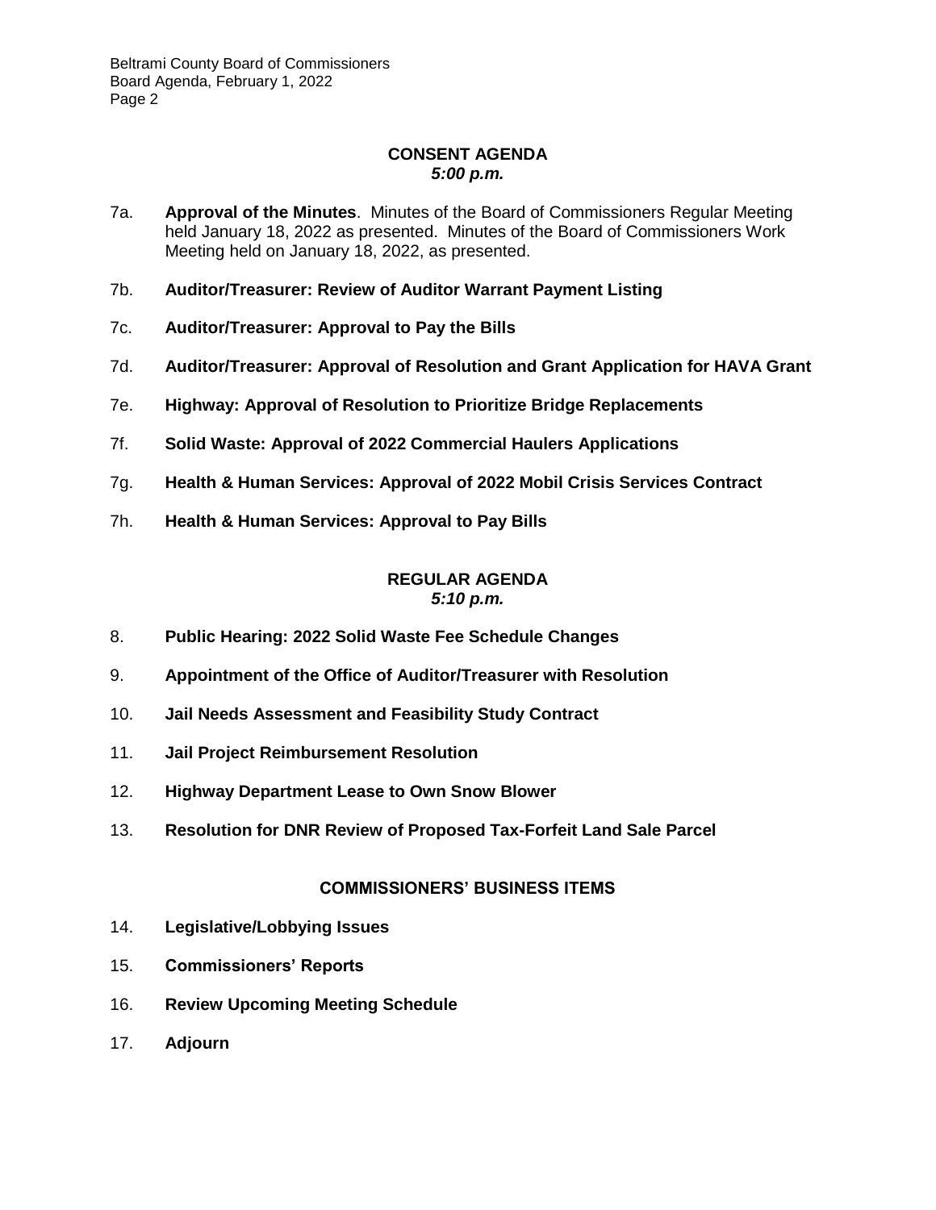## CONSENT AGENDA
***5:00 p.m.***

7a. **Approval of the Minutes**. Minutes of the Board of Commissioners Regular Meeting held January 18, 2022 as presented. Minutes of the Board of Commissioners Work Meeting held on January 18, 2022, as presented.

7b. **Auditor/Treasurer: Review of Auditor Warrant Payment Listing**

7c. **Auditor/Treasurer: Approval to Pay the Bills**

7d. **Auditor/Treasurer: Approval of Resolution and Grant Application for HAVA Grant**

7e. **Highway: Approval of Resolution to Prioritize Bridge Replacements**

7f. **Solid Waste: Approval of 2022 Commercial Haulers Applications**

7g. **Health & Human Services: Approval of 2022 Mobil Crisis Services Contract**

7h. **Health & Human Services: Approval to Pay Bills**

## REGULAR AGENDA
***5:10 p.m.***

8. **Public Hearing: 2022 Solid Waste Fee Schedule Changes**

9. **Appointment of the Office of Auditor/Treasurer with Resolution**

10. **Jail Needs Assessment and Feasibility Study Contract**

11. **Jail Project Reimbursement Resolution**

12. **Highway Department Lease to Own Snow Blower**

13. **Resolution for DNR Review of Proposed Tax-Forfeit Land Sale Parcel**

## COMMISSIONERS' BUSINESS ITEMS

14. **Legislative/Lobbying Issues**

15. **Commissioners' Reports**

16. **Review Upcoming Meeting Schedule**

17. **Adjourn**